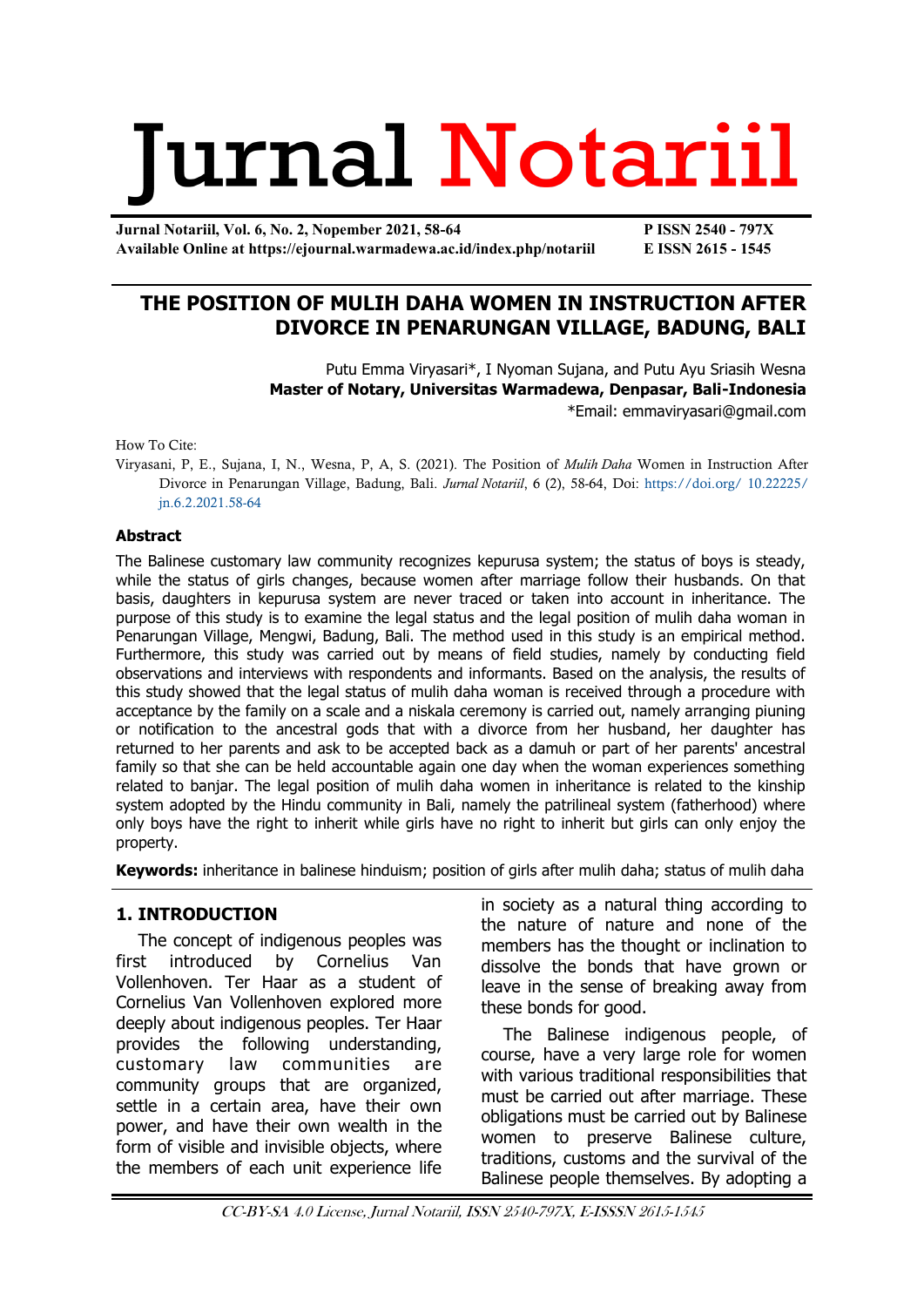# Jurnal Notariil

**Jurnal Notariil, Vol. 6, No. 2, Nopember 2021, 58-64**
**Available Online at https://ejournal.warmadewa.ac.id/index.php/notariil**

**P ISSN 2540 - 797X**
**E ISSN 2615 - 1545**

## THE POSITION OF MULIH DAHA WOMEN IN INSTRUCTION AFTER DIVORCE IN PENARUNGAN VILLAGE, BADUNG, BALI

Putu Emma Viryasari*, I Nyoman Sujana, and Putu Ayu Sriasih Wesna
**Master of Notary, Universitas Warmadewa, Denpasar, Bali-Indonesia**
*Email: emmaviryasari@gmail.com

How To Cite:
Viryasani, P, E., Sujana, I, N., Wesna, P, A, S. (2021). The Position of *Mulih Daha* Women in Instruction After Divorce in Penarungan Village, Badung, Bali. *Jurnal Notariil*, 6 (2), 58-64, Doi: https://doi.org/ 10.22225/ jn.6.2.2021.58-64

### Abstract

The Balinese customary law community recognizes kepurusa system; the status of boys is steady, while the status of girls changes, because women after marriage follow their husbands. On that basis, daughters in kepurusa system are never traced or taken into account in inheritance. The purpose of this study is to examine the legal status and the legal position of mulih daha woman in Penarungan Village, Mengwi, Badung, Bali. The method used in this study is an empirical method. Furthermore, this study was carried out by means of field studies, namely by conducting field observations and interviews with respondents and informants. Based on the analysis, the results of this study showed that the legal status of mulih daha woman is received through a procedure with acceptance by the family on a scale and a niskala ceremony is carried out, namely arranging piuning or notification to the ancestral gods that with a divorce from her husband, her daughter has returned to her parents and ask to be accepted back as a damuh or part of her parents' ancestral family so that she can be held accountable again one day when the woman experiences something related to banjar. The legal position of mulih daha women in inheritance is related to the kinship system adopted by the Hindu community in Bali, namely the patrilineal system (fatherhood) where only boys have the right to inherit while girls have no right to inherit but girls can only enjoy the property.

**Keywords:** inheritance in balinese hinduism; position of girls after mulih daha; status of mulih daha

### 1. INTRODUCTION

The concept of indigenous peoples was first introduced by Cornelius Van Vollenhoven. Ter Haar as a student of Cornelius Van Vollenhoven explored more deeply about indigenous peoples. Ter Haar provides the following understanding, customary law communities are community groups that are organized, settle in a certain area, have their own power, and have their own wealth in the form of visible and invisible objects, where the members of each unit experience life in society as a natural thing according to the nature of nature and none of the members has the thought or inclination to dissolve the bonds that have grown or leave in the sense of breaking away from these bonds for good.

The Balinese indigenous people, of course, have a very large role for women with various traditional responsibilities that must be carried out after marriage. These obligations must be carried out by Balinese women to preserve Balinese culture, traditions, customs and the survival of the Balinese people themselves. By adopting a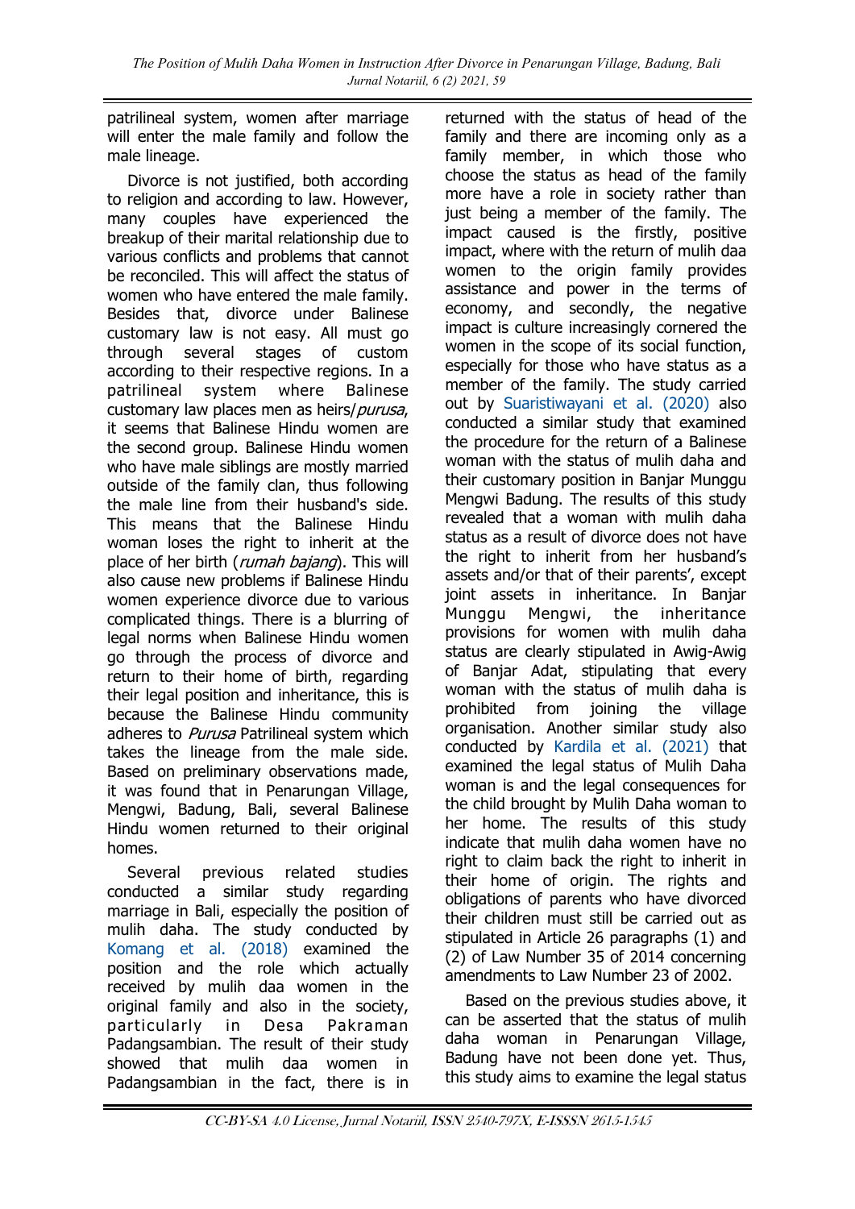patrilineal system, women after marriage will enter the male family and follow the male lineage.

Divorce is not justified, both according to religion and according to law. However, many couples have experienced the breakup of their marital relationship due to various conflicts and problems that cannot be reconciled. This will affect the status of women who have entered the male family. Besides that, divorce under Balinese customary law is not easy. All must go through several stages of custom according to their respective regions. In a patrilineal system where Balinese customary law places men as heirs/*purusa*, it seems that Balinese Hindu women are the second group. Balinese Hindu women who have male siblings are mostly married outside of the family clan, thus following the male line from their husband's side. This means that the Balinese Hindu woman loses the right to inherit at the place of her birth (*rumah bajang*). This will also cause new problems if Balinese Hindu women experience divorce due to various complicated things. There is a blurring of legal norms when Balinese Hindu women go through the process of divorce and return to their home of birth, regarding their legal position and inheritance, this is because the Balinese Hindu community adheres to *Purusa* Patrilineal system which takes the lineage from the male side. Based on preliminary observations made, it was found that in Penarungan Village, Mengwi, Badung, Bali, several Balinese Hindu women returned to their original homes.

Several previous related studies conducted a similar study regarding marriage in Bali, especially the position of mulih daha. The study conducted by Komang et al. (2018) examined the position and the role which actually received by mulih daa women in the original family and also in the society, particularly in Desa Pakraman Padangsambian. The result of their study showed that mulih daa women in Padangsambian in the fact, there is in returned with the status of head of the family and there are incoming only as a family member, in which those who choose the status as head of the family more have a role in society rather than just being a member of the family. The impact caused is the firstly, positive impact, where with the return of mulih daa women to the origin family provides assistance and power in the terms of economy, and secondly, the negative impact is culture increasingly cornered the women in the scope of its social function, especially for those who have status as a member of the family. The study carried out by Suaristiwayani et al. (2020) also conducted a similar study that examined the procedure for the return of a Balinese woman with the status of mulih daha and their customary position in Banjar Munggu Mengwi Badung. The results of this study revealed that a woman with mulih daha status as a result of divorce does not have the right to inherit from her husband's assets and/or that of their parents', except joint assets in inheritance. In Banjar Munggu Mengwi, the inheritance provisions for women with mulih daha status are clearly stipulated in Awig-Awig of Banjar Adat, stipulating that every woman with the status of mulih daha is prohibited from joining the village organisation. Another similar study also conducted by Kardila et al. (2021) that examined the legal status of Mulih Daha woman is and the legal consequences for the child brought by Mulih Daha woman to her home. The results of this study indicate that mulih daha women have no right to claim back the right to inherit in their home of origin. The rights and obligations of parents who have divorced their children must still be carried out as stipulated in Article 26 paragraphs (1) and (2) of Law Number 35 of 2014 concerning amendments to Law Number 23 of 2002.

Based on the previous studies above, it can be asserted that the status of mulih daha woman in Penarungan Village, Badung have not been done yet. Thus, this study aims to examine the legal status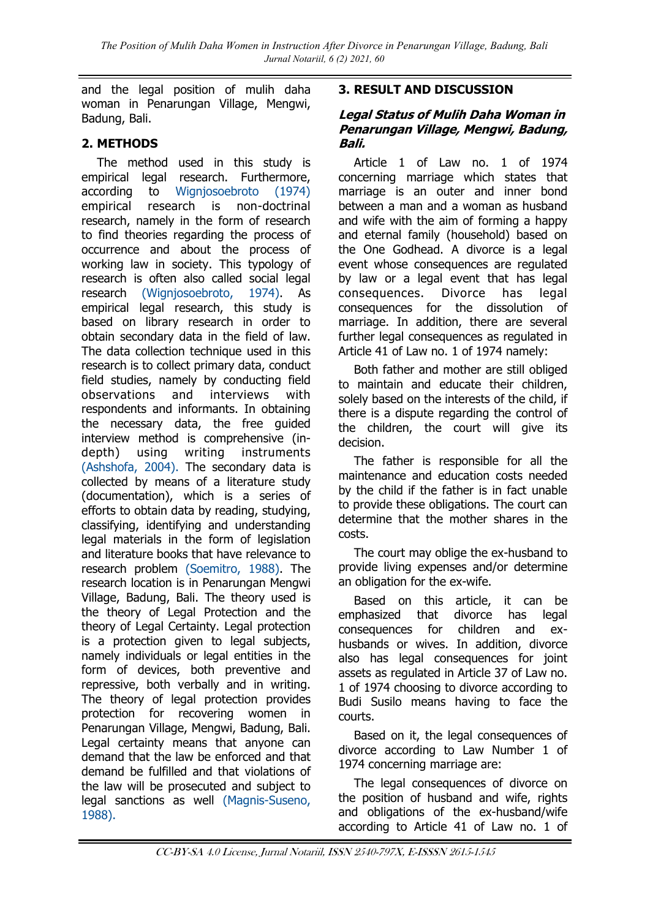and the legal position of mulih daha woman in Penarungan Village, Mengwi, Badung, Bali.

## 2. METHODS

The method used in this study is empirical legal research. Furthermore, according to Wignjosoebroto (1974) empirical research is non-doctrinal research, namely in the form of research to find theories regarding the process of occurrence and about the process of working law in society. This typology of research is often also called social legal research (Wignjosoebroto, 1974). As empirical legal research, this study is based on library research in order to obtain secondary data in the field of law. The data collection technique used in this research is to collect primary data, conduct field studies, namely by conducting field observations and interviews with respondents and informants. In obtaining the necessary data, the free guided interview method is comprehensive (in-depth) using writing instruments (Ashshofa, 2004). The secondary data is collected by means of a literature study (documentation), which is a series of efforts to obtain data by reading, studying, classifying, identifying and understanding legal materials in the form of legislation and literature books that have relevance to research problem (Soemitro, 1988). The research location is in Penarungan Mengwi Village, Badung, Bali. The theory used is the theory of Legal Protection and the theory of Legal Certainty. Legal protection is a protection given to legal subjects, namely individuals or legal entities in the form of devices, both preventive and repressive, both verbally and in writing. The theory of legal protection provides protection for recovering women in Penarungan Village, Mengwi, Badung, Bali. Legal certainty means that anyone can demand that the law be enforced and that demand be fulfilled and that violations of the law will be prosecuted and subject to legal sanctions as well (Magnis-Suseno, 1988).

## 3. RESULT AND DISCUSSION

### *Legal Status of Mulih Daha Woman in Penarungan Village, Mengwi, Badung, Bali.*

Article 1 of Law no. 1 of 1974 concerning marriage which states that marriage is an outer and inner bond between a man and a woman as husband and wife with the aim of forming a happy and eternal family (household) based on the One Godhead. A divorce is a legal event whose consequences are regulated by law or a legal event that has legal consequences. Divorce has legal consequences for the dissolution of marriage. In addition, there are several further legal consequences as regulated in Article 41 of Law no. 1 of 1974 namely:

Both father and mother are still obliged to maintain and educate their children, solely based on the interests of the child, if there is a dispute regarding the control of the children, the court will give its decision.

The father is responsible for all the maintenance and education costs needed by the child if the father is in fact unable to provide these obligations. The court can determine that the mother shares in the costs.

The court may oblige the ex-husband to provide living expenses and/or determine an obligation for the ex-wife.

Based on this article, it can be emphasized that divorce has legal consequences for children and ex-husbands or wives. In addition, divorce also has legal consequences for joint assets as regulated in Article 37 of Law no. 1 of 1974 choosing to divorce according to Budi Susilo means having to face the courts.

Based on it, the legal consequences of divorce according to Law Number 1 of 1974 concerning marriage are:

The legal consequences of divorce on the position of husband and wife, rights and obligations of the ex-husband/wife according to Article 41 of Law no. 1 of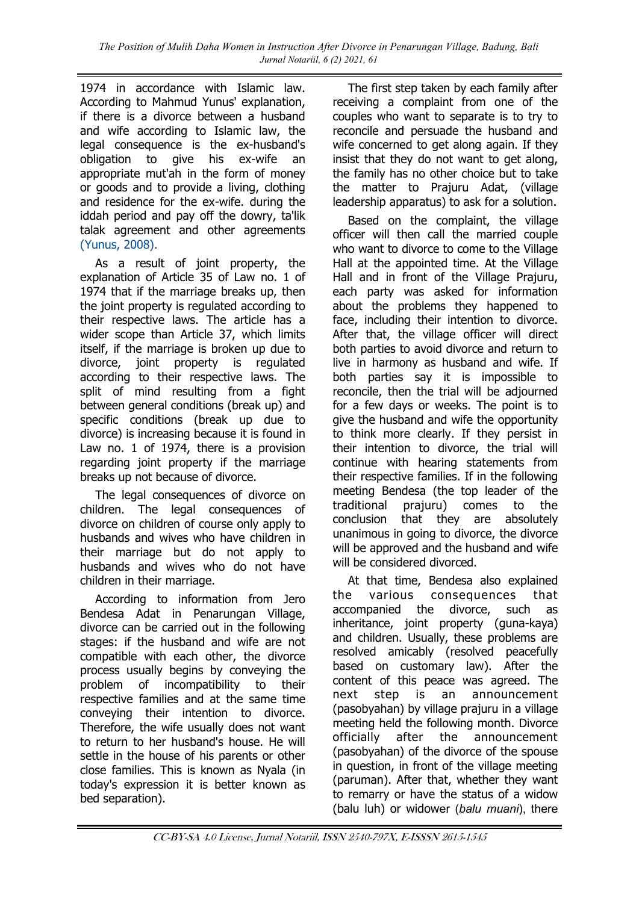1974 in accordance with Islamic law. According to Mahmud Yunus' explanation, if there is a divorce between a husband and wife according to Islamic law, the legal consequence is the ex-husband's obligation to give his ex-wife an appropriate mut'ah in the form of money or goods and to provide a living, clothing and residence for the ex-wife. during the iddah period and pay off the dowry, ta'lik talak agreement and other agreements (Yunus, 2008).

As a result of joint property, the explanation of Article 35 of Law no. 1 of 1974 that if the marriage breaks up, then the joint property is regulated according to their respective laws. The article has a wider scope than Article 37, which limits itself, if the marriage is broken up due to divorce, joint property is regulated according to their respective laws. The split of mind resulting from a fight between general conditions (break up) and specific conditions (break up due to divorce) is increasing because it is found in Law no. 1 of 1974, there is a provision regarding joint property if the marriage breaks up not because of divorce.

The legal consequences of divorce on children. The legal consequences of divorce on children of course only apply to husbands and wives who have children in their marriage but do not apply to husbands and wives who do not have children in their marriage.

According to information from Jero Bendesa Adat in Penarungan Village, divorce can be carried out in the following stages: if the husband and wife are not compatible with each other, the divorce process usually begins by conveying the problem of incompatibility to their respective families and at the same time conveying their intention to divorce. Therefore, the wife usually does not want to return to her husband's house. He will settle in the house of his parents or other close families. This is known as Nyala (in today's expression it is better known as bed separation).

The first step taken by each family after receiving a complaint from one of the couples who want to separate is to try to reconcile and persuade the husband and wife concerned to get along again. If they insist that they do not want to get along, the family has no other choice but to take the matter to Prajuru Adat, (village leadership apparatus) to ask for a solution.

Based on the complaint, the village officer will then call the married couple who want to divorce to come to the Village Hall at the appointed time. At the Village Hall and in front of the Village Prajuru, each party was asked for information about the problems they happened to face, including their intention to divorce. After that, the village officer will direct both parties to avoid divorce and return to live in harmony as husband and wife. If both parties say it is impossible to reconcile, then the trial will be adjourned for a few days or weeks. The point is to give the husband and wife the opportunity to think more clearly. If they persist in their intention to divorce, the trial will continue with hearing statements from their respective families. If in the following meeting Bendesa (the top leader of the traditional prajuru) comes to the conclusion that they are absolutely unanimous in going to divorce, the divorce will be approved and the husband and wife will be considered divorced.

At that time, Bendesa also explained the various consequences that accompanied the divorce, such as inheritance, joint property (guna-kaya) and children. Usually, these problems are resolved amicably (resolved peacefully based on customary law). After the content of this peace was agreed. The next step is an announcement (pasobyahan) by village prajuru in a village meeting held the following month. Divorce officially after the announcement (pasobyahan) of the divorce of the spouse in question, in front of the village meeting (paruman). After that, whether they want to remarry or have the status of a widow (balu luh) or widower (*balu muani*), there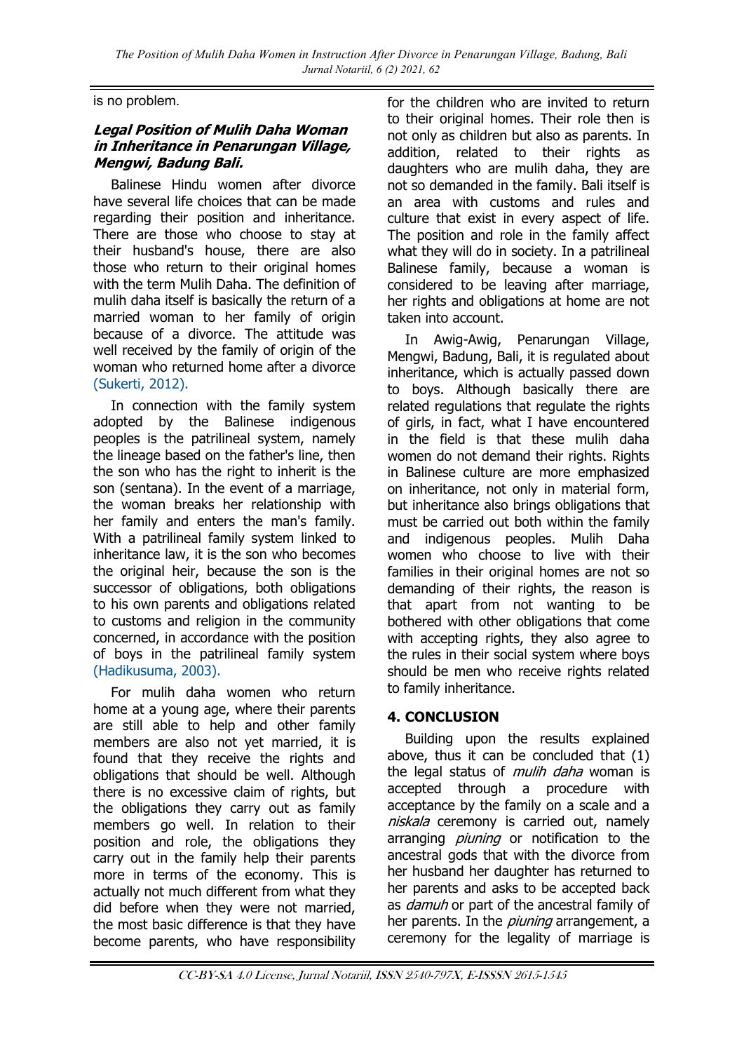is no problem.

### *Legal Position of Mulih Daha Woman in Inheritance in Penarungan Village, Mengwi, Badung Bali.*

Balinese Hindu women after divorce have several life choices that can be made regarding their position and inheritance. There are those who choose to stay at their husband's house, there are also those who return to their original homes with the term Mulih Daha. The definition of mulih daha itself is basically the return of a married woman to her family of origin because of a divorce. The attitude was well received by the family of origin of the woman who returned home after a divorce (Sukerti, 2012).

In connection with the family system adopted by the Balinese indigenous peoples is the patrilineal system, namely the lineage based on the father's line, then the son who has the right to inherit is the son (sentana). In the event of a marriage, the woman breaks her relationship with her family and enters the man's family. With a patrilineal family system linked to inheritance law, it is the son who becomes the original heir, because the son is the successor of obligations, both obligations to his own parents and obligations related to customs and religion in the community concerned, in accordance with the position of boys in the patrilineal family system (Hadikusuma, 2003).

For mulih daha women who return home at a young age, where their parents are still able to help and other family members are also not yet married, it is found that they receive the rights and obligations that should be well. Although there is no excessive claim of rights, but the obligations they carry out as family members go well. In relation to their position and role, the obligations they carry out in the family help their parents more in terms of the economy. This is actually not much different from what they did before when they were not married, the most basic difference is that they have become parents, who have responsibility for the children who are invited to return to their original homes. Their role then is not only as children but also as parents. In addition, related to their rights as daughters who are mulih daha, they are not so demanded in the family. Bali itself is an area with customs and rules and culture that exist in every aspect of life. The position and role in the family affect what they will do in society. In a patrilineal Balinese family, because a woman is considered to be leaving after marriage, her rights and obligations at home are not taken into account.

In Awig-Awig, Penarungan Village, Mengwi, Badung, Bali, it is regulated about inheritance, which is actually passed down to boys. Although basically there are related regulations that regulate the rights of girls, in fact, what I have encountered in the field is that these mulih daha women do not demand their rights. Rights in Balinese culture are more emphasized on inheritance, not only in material form, but inheritance also brings obligations that must be carried out both within the family and indigenous peoples. Mulih Daha women who choose to live with their families in their original homes are not so demanding of their rights, the reason is that apart from not wanting to be bothered with other obligations that come with accepting rights, they also agree to the rules in their social system where boys should be men who receive rights related to family inheritance.

## 4. CONCLUSION

Building upon the results explained above, thus it can be concluded that (1) the legal status of *mulih daha* woman is accepted through a procedure with acceptance by the family on a scale and a *niskala* ceremony is carried out, namely arranging *piuning* or notification to the ancestral gods that with the divorce from her husband her daughter has returned to her parents and asks to be accepted back as *damuh* or part of the ancestral family of her parents. In the *piuning* arrangement, a ceremony for the legality of marriage is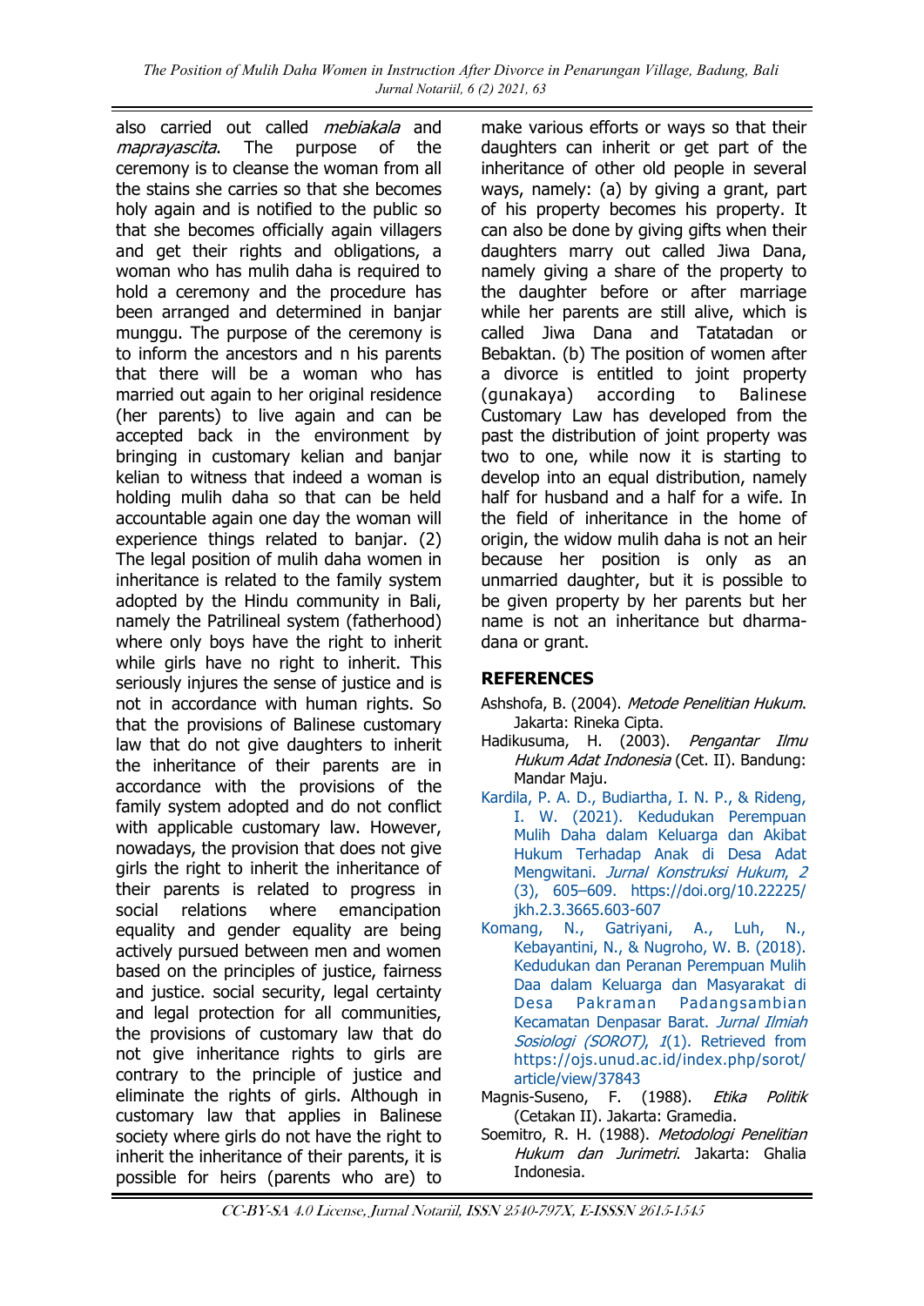also carried out called *mebiakala* and *maprayascita*. The purpose of the ceremony is to cleanse the woman from all the stains she carries so that she becomes holy again and is notified to the public so that she becomes officially again villagers and get their rights and obligations, a woman who has mulih daha is required to hold a ceremony and the procedure has been arranged and determined in banjar munggu. The purpose of the ceremony is to inform the ancestors and n his parents that there will be a woman who has married out again to her original residence (her parents) to live again and can be accepted back in the environment by bringing in customary kelian and banjar kelian to witness that indeed a woman is holding mulih daha so that can be held accountable again one day the woman will experience things related to banjar. (2) The legal position of mulih daha women in inheritance is related to the family system adopted by the Hindu community in Bali, namely the Patrilineal system (fatherhood) where only boys have the right to inherit while girls have no right to inherit. This seriously injures the sense of justice and is not in accordance with human rights. So that the provisions of Balinese customary law that do not give daughters to inherit the inheritance of their parents are in accordance with the provisions of the family system adopted and do not conflict with applicable customary law. However, nowadays, the provision that does not give girls the right to inherit the inheritance of their parents is related to progress in social relations where emancipation equality and gender equality are being actively pursued between men and women based on the principles of justice, fairness and justice. social security, legal certainty and legal protection for all communities, the provisions of customary law that do not give inheritance rights to girls are contrary to the principle of justice and eliminate the rights of girls. Although in customary law that applies in Balinese society where girls do not have the right to inherit the inheritance of their parents, it is possible for heirs (parents who are) to make various efforts or ways so that their daughters can inherit or get part of the inheritance of other old people in several ways, namely: (a) by giving a grant, part of his property becomes his property. It can also be done by giving gifts when their daughters marry out called Jiwa Dana, namely giving a share of the property to the daughter before or after marriage while her parents are still alive, which is called Jiwa Dana and Tatatadan or Bebaktan. (b) The position of women after a divorce is entitled to joint property (gunakaya) according to Balinese Customary Law has developed from the past the distribution of joint property was two to one, while now it is starting to develop into an equal distribution, namely half for husband and a half for a wife. In the field of inheritance in the home of origin, the widow mulih daha is not an heir because her position is only as an unmarried daughter, but it is possible to be given property by her parents but her name is not an inheritance but dharma-dana or grant.

## REFERENCES

Ashshofa, B. (2004). *Metode Penelitian Hukum*. Jakarta: Rineka Cipta.

Hadikusuma, H. (2003). *Pengantar Ilmu Hukum Adat Indonesia* (Cet. II). Bandung: Mandar Maju.

Kardila, P. A. D., Budiartha, I. N. P., & Rideng, I. W. (2021). Kedudukan Perempuan Mulih Daha dalam Keluarga dan Akibat Hukum Terhadap Anak di Desa Adat Mengwitani. *Jurnal Konstruksi Hukum*, *2* (3), 605–609. https://doi.org/10.22225/jkh.2.3.3665.603-607

Komang, N., Gatriyani, A., Luh, N., Kebayantini, N., & Nugroho, W. B. (2018). Kedudukan dan Peranan Perempuan Mulih Daa dalam Keluarga dan Masyarakat di Desa Pakraman Padangsambian Kecamatan Denpasar Barat. *Jurnal Ilmiah Sosiologi (SOROT)*, *1*(1). Retrieved from https://ojs.unud.ac.id/index.php/sorot/article/view/37843

Magnis-Suseno, F. (1988). *Etika Politik* (Cetakan II). Jakarta: Gramedia.

Soemitro, R. H. (1988). *Metodologi Penelitian Hukum dan Jurimetri*. Jakarta: Ghalia Indonesia.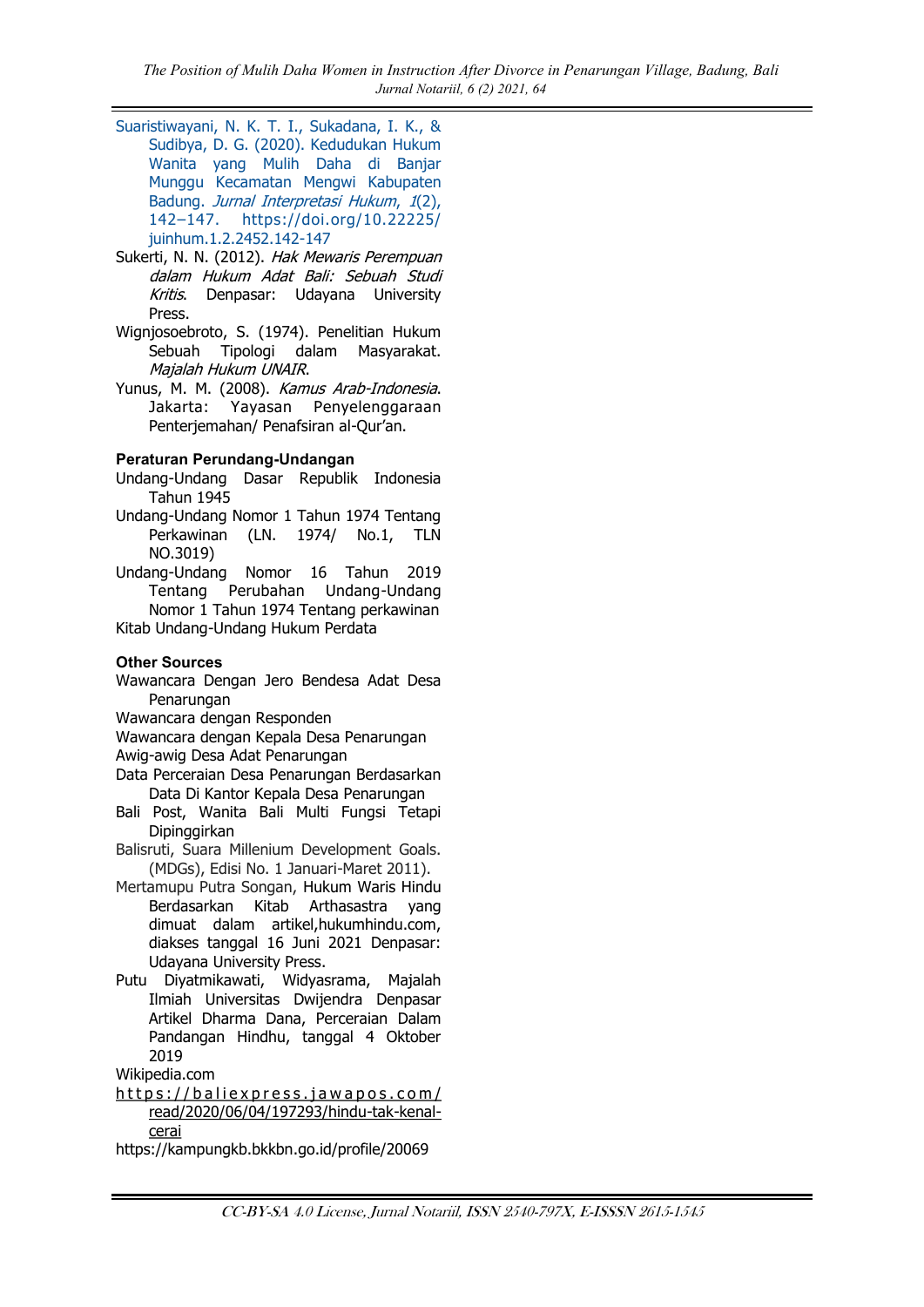Suaristiwayani, N. K. T. I., Sukadana, I. K., & Sudibya, D. G. (2020). Kedudukan Hukum Wanita yang Mulih Daha di Banjar Munggu Kecamatan Mengwi Kabupaten Badung. *Jurnal Interpretasi Hukum*, *1*(2), 142–147. https://doi.org/10.22225/juinhum.1.2.2452.142-147

Sukerti, N. N. (2012). *Hak Mewaris Perempuan dalam Hukum Adat Bali: Sebuah Studi Kritis*. Denpasar: Udayana University Press.

Wignjosoebroto, S. (1974). Penelitian Hukum Sebuah Tipologi dalam Masyarakat. *Majalah Hukum UNAIR*.

Yunus, M. M. (2008). *Kamus Arab-Indonesia*. Jakarta: Yayasan Penyelenggaraan Penterjemahan/ Penafsiran al-Qur'an.

**Peraturan Perundang-Undangan**

Undang-Undang Dasar Republik Indonesia Tahun 1945

Undang-Undang Nomor 1 Tahun 1974 Tentang Perkawinan (LN. 1974/ No.1, TLN NO.3019)

Undang-Undang Nomor 16 Tahun 2019 Tentang Perubahan Undang-Undang Nomor 1 Tahun 1974 Tentang perkawinan

Kitab Undang-Undang Hukum Perdata

**Other Sources**

Wawancara Dengan Jero Bendesa Adat Desa Penarungan

Wawancara dengan Responden

Wawancara dengan Kepala Desa Penarungan

Awig-awig Desa Adat Penarungan

Data Perceraian Desa Penarungan Berdasarkan Data Di Kantor Kepala Desa Penarungan

Bali Post, Wanita Bali Multi Fungsi Tetapi Dipinggirkan

Balisruti, Suara Millenium Development Goals. (MDGs), Edisi No. 1 Januari-Maret 2011).

Mertamupu Putra Songan, Hukum Waris Hindu Berdasarkan Kitab Arthasastra yang dimuat dalam artikel,hukumhindu.com, diakses tanggal 16 Juni 2021 Denpasar: Udayana University Press.

Putu Diyatmikawati, Widyasrama, Majalah Ilmiah Universitas Dwijendra Denpasar Artikel Dharma Dana, Perceraian Dalam Pandangan Hindhu, tanggal 4 Oktober 2019

Wikipedia.com

https://baliexpress.jawapos.com/read/2020/06/04/197293/hindu-tak-kenal-cerai

https://kampungkb.bkkbn.go.id/profile/20069